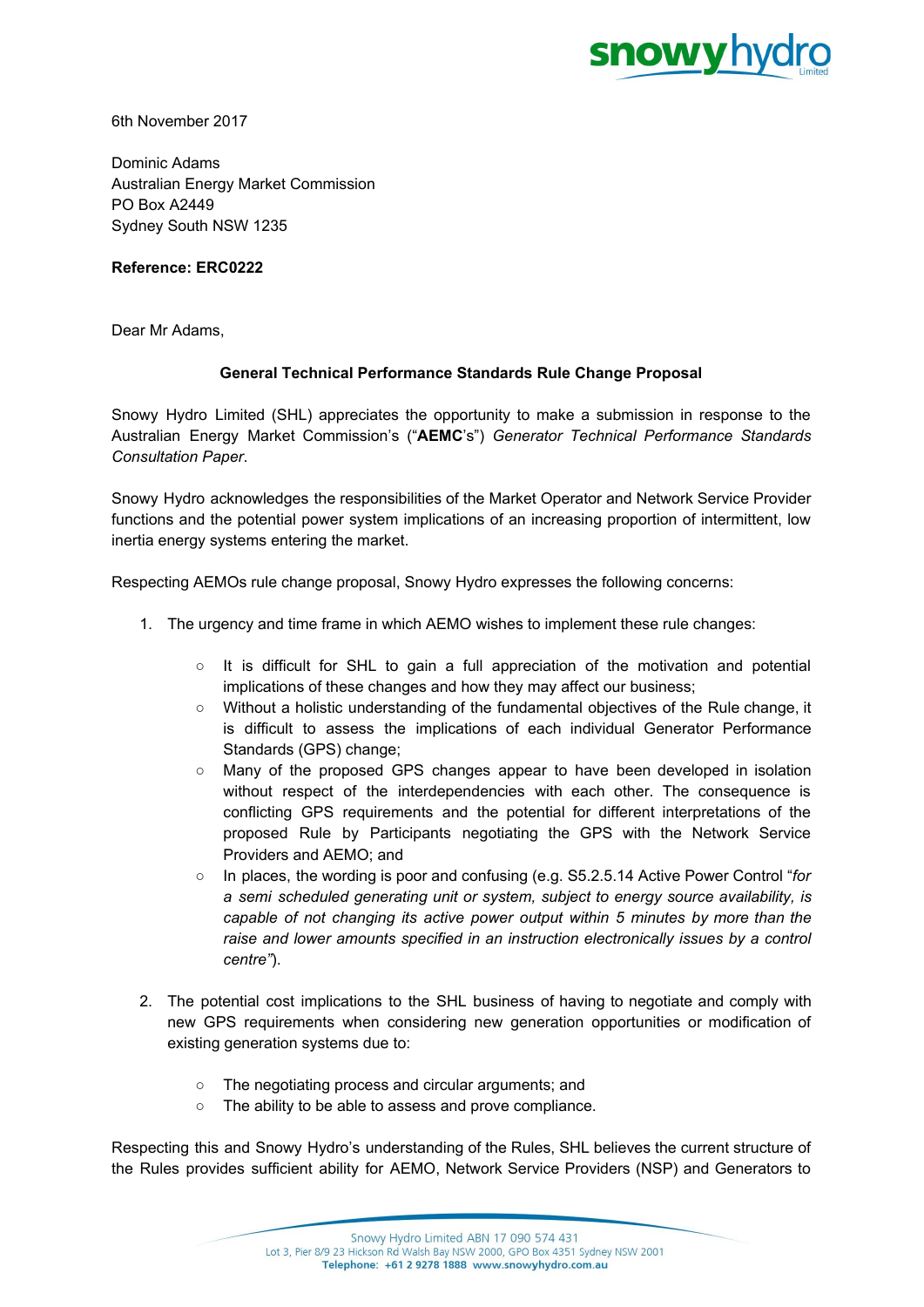6th November 2017

Dominic Adams
Australian Energy Market Commission
PO Box A2449
Sydney South NSW 1235

**Reference: ERC0222**

Dear Mr Adams,

**General Technical Performance Standards Rule Change Proposal**

Snowy Hydro Limited (SHL) appreciates the opportunity to make a submission in response to the Australian Energy Market Commission's ("**AEMC**'s") *Generator Technical Performance Standards Consultation Paper*.

Snowy Hydro acknowledges the responsibilities of the Market Operator and Network Service Provider functions and the potential power system implications of an increasing proportion of intermittent, low inertia energy systems entering the market.

Respecting AEMOs rule change proposal, Snowy Hydro expresses the following concerns:

1. The urgency and time frame in which AEMO wishes to implement these rule changes:
   - It is difficult for SHL to gain a full appreciation of the motivation and potential implications of these changes and how they may affect our business;
   - Without a holistic understanding of the fundamental objectives of the Rule change, it is difficult to assess the implications of each individual Generator Performance Standards (GPS) change;
   - Many of the proposed GPS changes appear to have been developed in isolation without respect of the interdependencies with each other. The consequence is conflicting GPS requirements and the potential for different interpretations of the proposed Rule by Participants negotiating the GPS with the Network Service Providers and AEMO; and
   - In places, the wording is poor and confusing (e.g. S5.2.5.14 Active Power Control "*for a semi scheduled generating unit or system, subject to energy source availability, is capable of not changing its active power output within 5 minutes by more than the raise and lower amounts specified in an instruction electronically issues by a control centre"*).
2. The potential cost implications to the SHL business of having to negotiate and comply with new GPS requirements when considering new generation opportunities or modification of existing generation systems due to:
   - The negotiating process and circular arguments; and
   - The ability to be able to assess and prove compliance.

Respecting this and Snowy Hydro's understanding of the Rules, SHL believes the current structure of the Rules provides sufficient ability for AEMO, Network Service Providers (NSP) and Generators to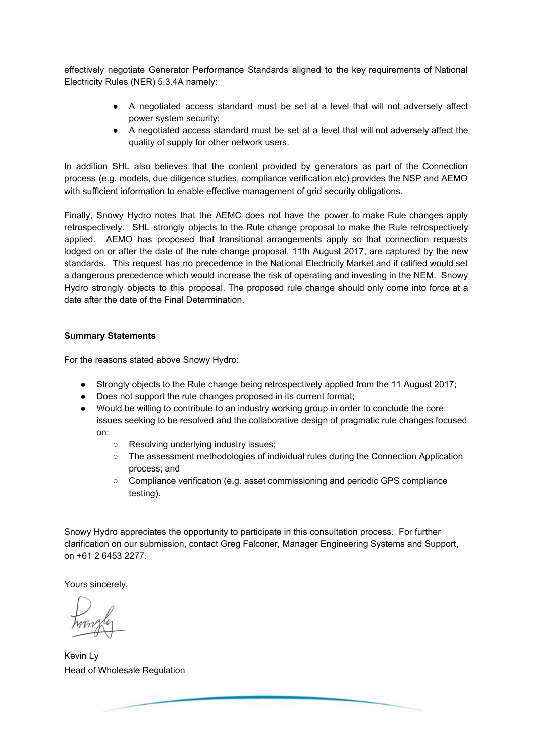effectively negotiate Generator Performance Standards aligned to the key requirements of National Electricity Rules (NER) 5.3.4A namely:

- A negotiated access standard must be set at a level that will not adversely affect power system security;
- A negotiated access standard must be set at a level that will not adversely affect the quality of supply for other network users.

In addition SHL also believes that the content provided by generators as part of the Connection process (e.g. models, due diligence studies, compliance verification etc) provides the NSP and AEMO with sufficient information to enable effective management of grid security obligations.

Finally, Snowy Hydro notes that the AEMC does not have the power to make Rule changes apply retrospectively. SHL strongly objects to the Rule change proposal to make the Rule retrospectively applied. AEMO has proposed that transitional arrangements apply so that connection requests lodged on or after the date of the rule change proposal, 11th August 2017, are captured by the new standards. This request has no precedence in the National Electricity Market and if ratified would set a dangerous precedence which would increase the risk of operating and investing in the NEM. Snowy Hydro strongly objects to this proposal. The proposed rule change should only come into force at a date after the date of the Final Determination.

**Summary Statements**

For the reasons stated above Snowy Hydro:

- Strongly objects to the Rule change being retrospectively applied from the 11 August 2017;
- Does not support the rule changes proposed in its current format;
- Would be willing to contribute to an industry working group in order to conclude the core issues seeking to be resolved and the collaborative design of pragmatic rule changes focused on:
    - Resolving underlying industry issues;
    - The assessment methodologies of individual rules during the Connection Application process; and
    - Compliance verification (e.g. asset commissioning and periodic GPS compliance testing).

Snowy Hydro appreciates the opportunity to participate in this consultation process. For further clarification on our submission, contact Greg Falconer, Manager Engineering Systems and Support, on +61 2 6453 2277.

Yours sincerely,

Kevin Ly
Head of Wholesale Regulation